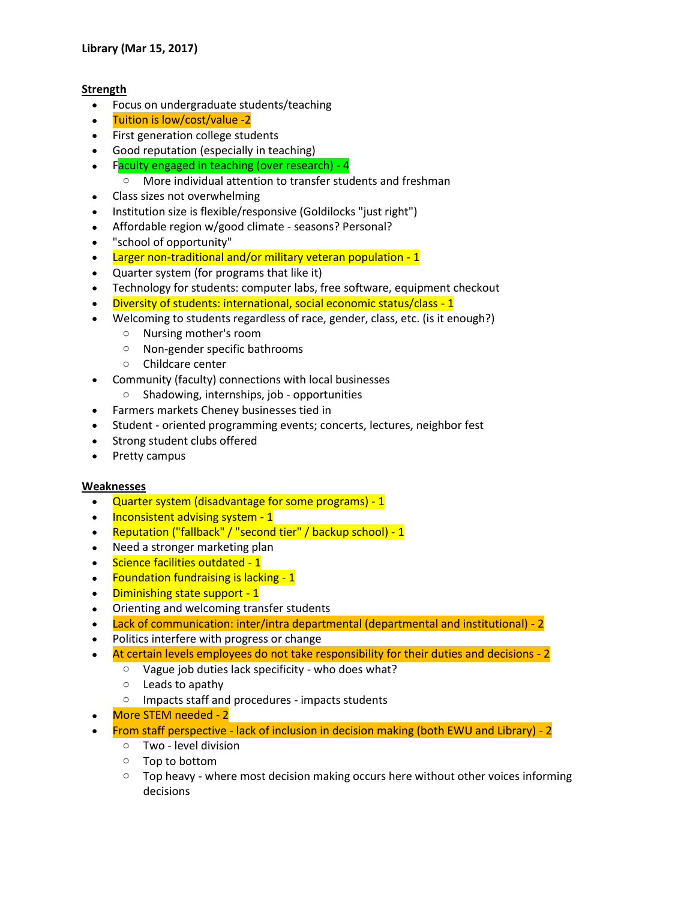**Library (Mar 15, 2017)**

**Strength**

- Focus on undergraduate students/teaching
- Tuition is low/cost/value -2
- First generation college students
- Good reputation (especially in teaching)
- Faculty engaged in teaching (over research) - 4
  - More individual attention to transfer students and freshman
- Class sizes not overwhelming
- Institution size is flexible/responsive (Goldilocks "just right")
- Affordable region w/good climate - seasons? Personal?
- "school of opportunity"
- Larger non-traditional and/or military veteran population - 1
- Quarter system (for programs that like it)
- Technology for students: computer labs, free software, equipment checkout
- Diversity of students: international, social economic status/class - 1
- Welcoming to students regardless of race, gender, class, etc. (is it enough?)
  - Nursing mother's room
  - Non-gender specific bathrooms
  - Childcare center
- Community (faculty) connections with local businesses
  - Shadowing, internships, job - opportunities
- Farmers markets Cheney businesses tied in
- Student - oriented programming events; concerts, lectures, neighbor fest
- Strong student clubs offered
- Pretty campus

**Weaknesses**

- Quarter system (disadvantage for some programs) - 1
- Inconsistent advising system - 1
- Reputation ("fallback" / "second tier" / backup school) - 1
- Need a stronger marketing plan
- Science facilities outdated - 1
- Foundation fundraising is lacking - 1
- Diminishing state support - 1
- Orienting and welcoming transfer students
- Lack of communication: inter/intra departmental (departmental and institutional) - 2
- Politics interfere with progress or change
- At certain levels employees do not take responsibility for their duties and decisions - 2
  - Vague job duties lack specificity - who does what?
  - Leads to apathy
  - Impacts staff and procedures - impacts students
- More STEM needed - 2
- From staff perspective - lack of inclusion in decision making (both EWU and Library) - 2
  - Two - level division
  - Top to bottom
  - Top heavy - where most decision making occurs here without other voices informing decisions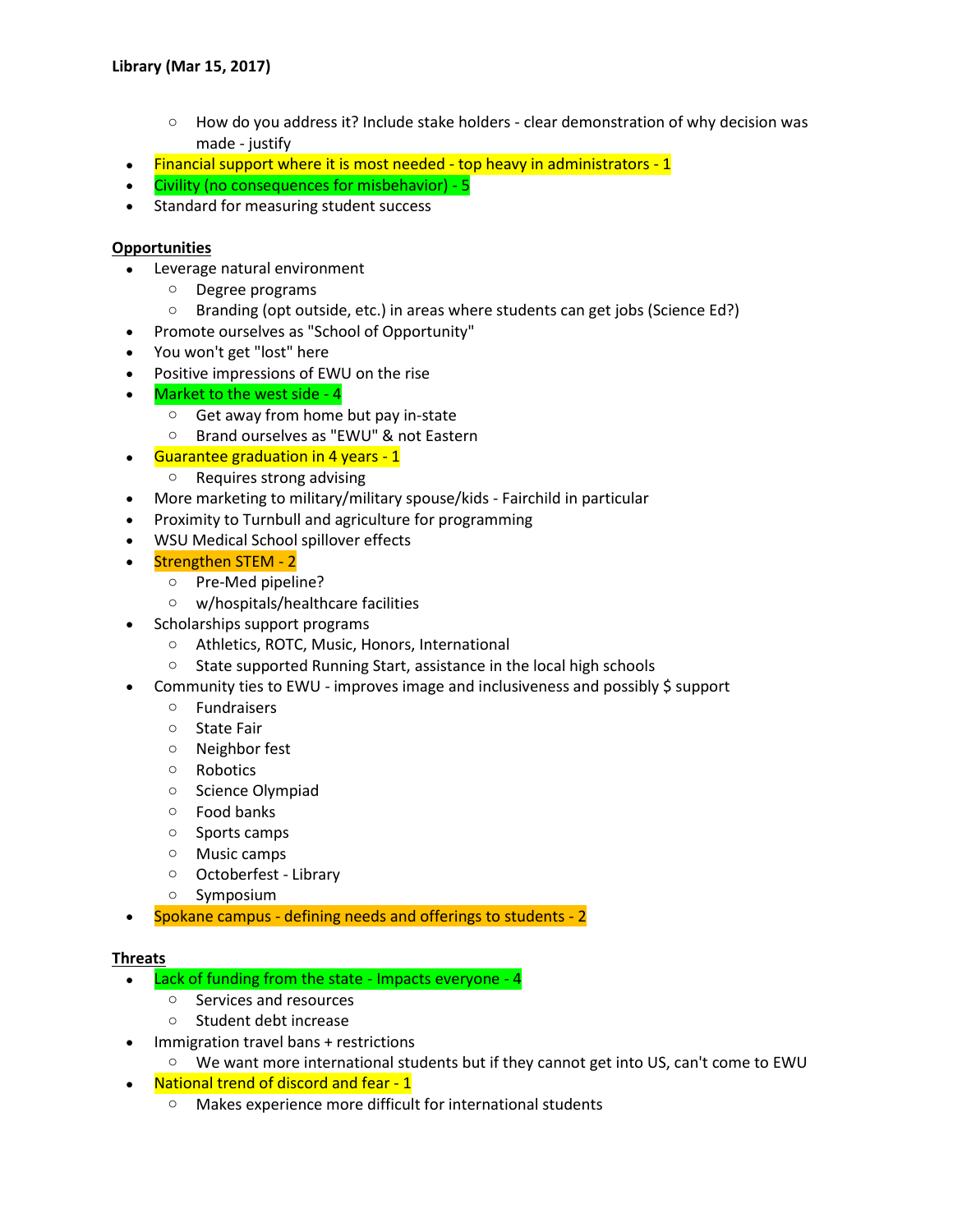**Library (Mar 15, 2017)**

  - How do you address it? Include stake holders - clear demonstration of why decision was made - justify
- Financial support where it is most needed - top heavy in administrators - 1
- Civility (no consequences for misbehavior) - 5
- Standard for measuring student success

**Opportunities**

- Leverage natural environment
  - Degree programs
  - Branding (opt outside, etc.) in areas where students can get jobs (Science Ed?)
- Promote ourselves as "School of Opportunity"
- You won't get "lost" here
- Positive impressions of EWU on the rise
- Market to the west side - 4
  - Get away from home but pay in-state
  - Brand ourselves as "EWU" & not Eastern
- Guarantee graduation in 4 years - 1
  - Requires strong advising
- More marketing to military/military spouse/kids - Fairchild in particular
- Proximity to Turnbull and agriculture for programming
- WSU Medical School spillover effects
- Strengthen STEM - 2
  - Pre-Med pipeline?
  - w/hospitals/healthcare facilities
- Scholarships support programs
  - Athletics, ROTC, Music, Honors, International
  - State supported Running Start, assistance in the local high schools
- Community ties to EWU - improves image and inclusiveness and possibly $ support
  - Fundraisers
  - State Fair
  - Neighbor fest
  - Robotics
  - Science Olympiad
  - Food banks
  - Sports camps
  - Music camps
  - Octoberfest - Library
  - Symposium
- Spokane campus - defining needs and offerings to students - 2

**Threats**

- Lack of funding from the state - Impacts everyone - 4
  - Services and resources
  - Student debt increase
- Immigration travel bans + restrictions
  - We want more international students but if they cannot get into US, can't come to EWU
- National trend of discord and fear - 1
  - Makes experience more difficult for international students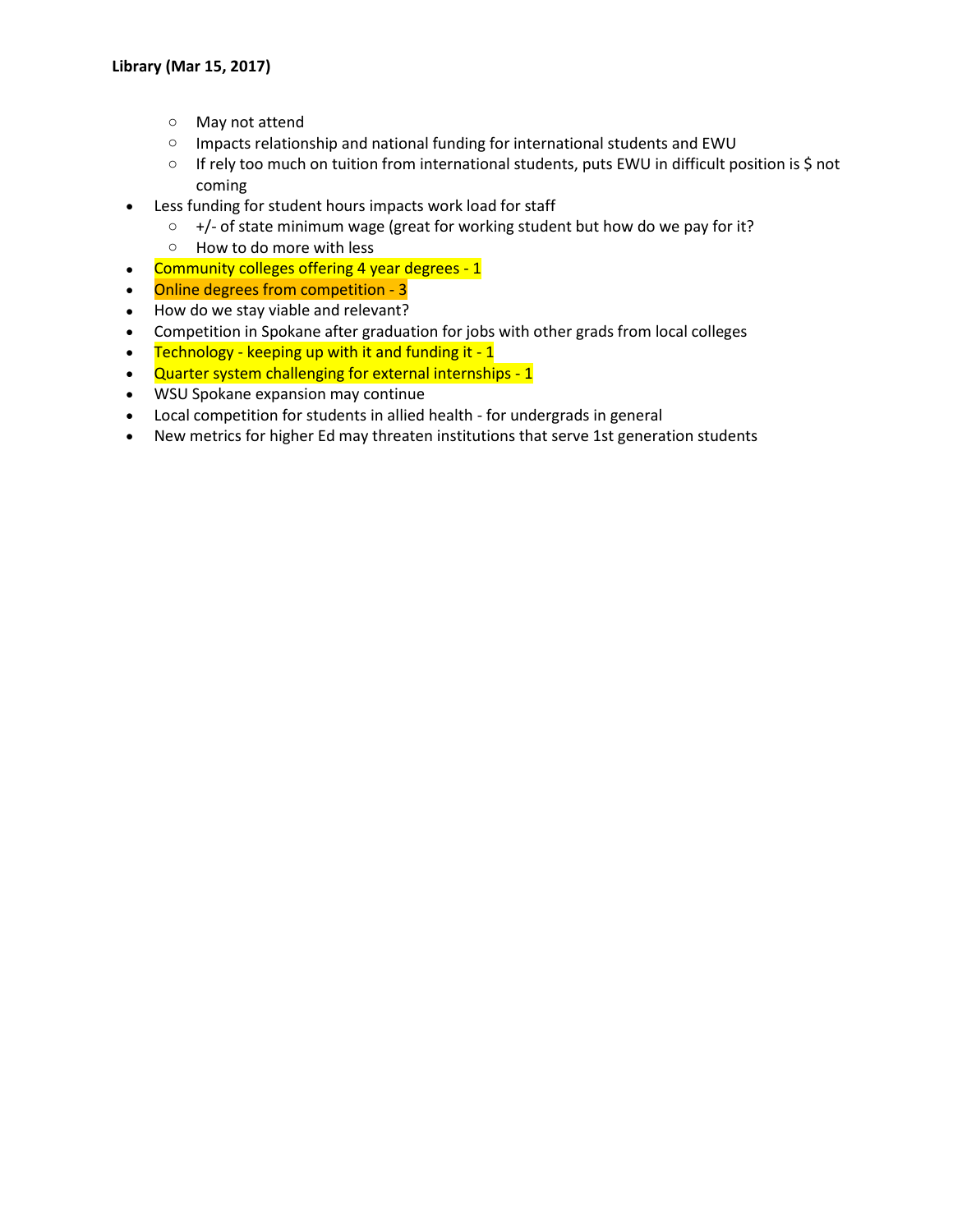**Library (Mar 15, 2017)**

  - May not attend
  - Impacts relationship and national funding for international students and EWU
  - If rely too much on tuition from international students, puts EWU in difficult position is $ not coming
- Less funding for student hours impacts work load for staff
  - +/- of state minimum wage (great for working student but how do we pay for it?
  - How to do more with less
- Community colleges offering 4 year degrees - 1
- Online degrees from competition - 3
- How do we stay viable and relevant?
- Competition in Spokane after graduation for jobs with other grads from local colleges
- Technology - keeping up with it and funding it - 1
- Quarter system challenging for external internships - 1
- WSU Spokane expansion may continue
- Local competition for students in allied health - for undergrads in general
- New metrics for higher Ed may threaten institutions that serve 1st generation students